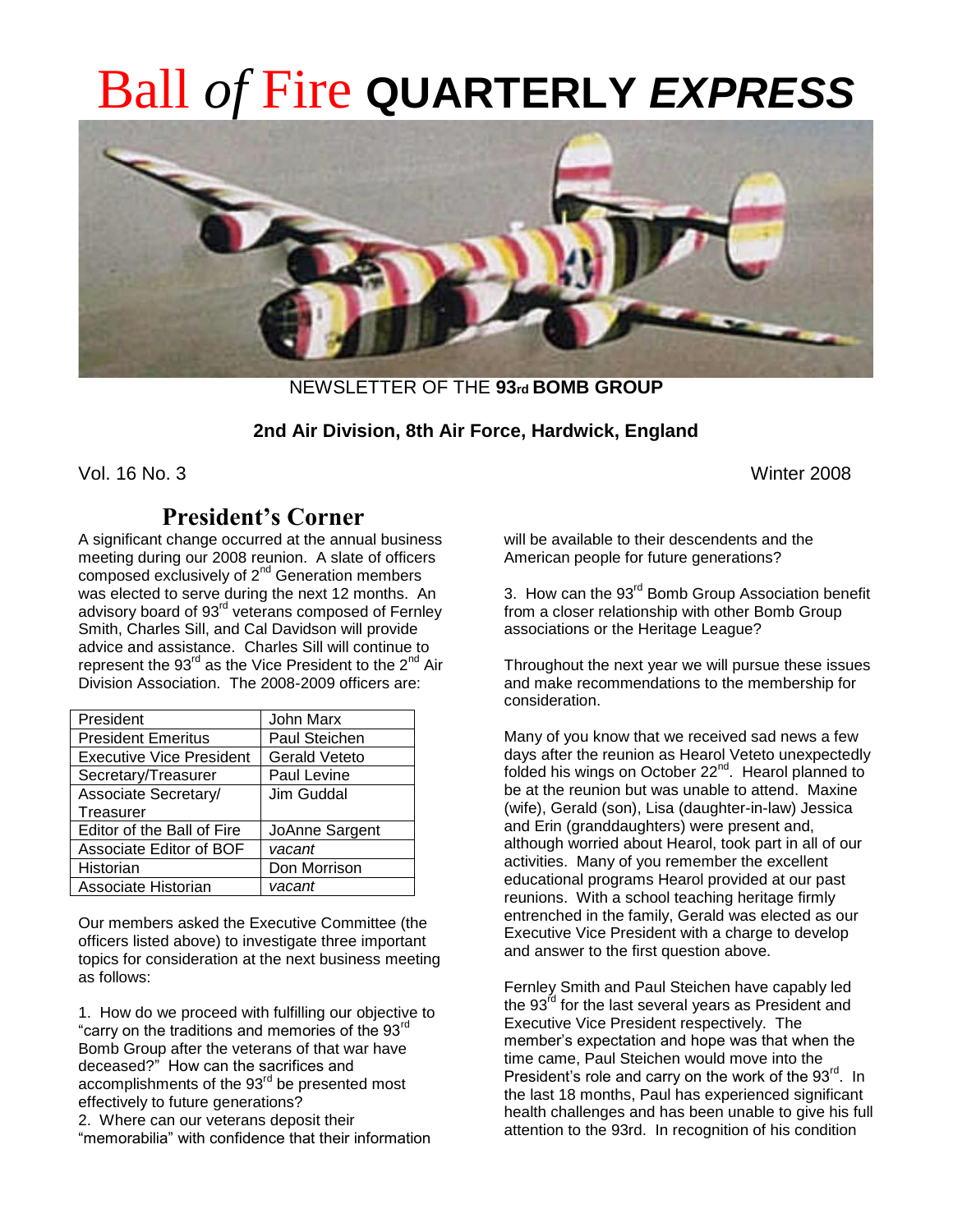# Ball *of* Fire QUARTERLY *EXPRESS*

NEWSLETTER OF THE **93rd BOMB GROUP**

**2nd Air Division, 8th Air Force, Hardwick, England**

Vol. 16 No. 3 Winter 2008

## President's Corner

A significant change occurred at the annual business meeting during our 2008 reunion. A slate of officers composed exclusively of 2nd Generation members was elected to serve during the next 12 months. An advisory board of 93rd veterans composed of Fernley Smith, Charles Sill, and Cal Davidson will provide advice and assistance. Charles Sill will continue to represent the 93rd as the Vice President to the 2nd Air Division Association. The 2008-2009 officers are:

| | |
|---|---|
| President | John Marx |
| President Emeritus | Paul Steichen |
| Executive Vice President | Gerald Veteto |
| Secretary/Treasurer | Paul Levine |
| Associate Secretary/ Treasurer | Jim Guddal |
| Editor of the Ball of Fire | JoAnne Sargent |
| Associate Editor of BOF | *vacant* |
| Historian | Don Morrison |
| Associate Historian | *vacant* |

Our members asked the Executive Committee (the officers listed above) to investigate three important topics for consideration at the next business meeting as follows:

1. How do we proceed with fulfilling our objective to "carry on the traditions and memories of the 93rd Bomb Group after the veterans of that war have deceased?" How can the sacrifices and accomplishments of the 93rd be presented most effectively to future generations?
2. Where can our veterans deposit their "memorabilia" with confidence that their information will be available to their descendents and the American people for future generations?
3. How can the 93rd Bomb Group Association benefit from a closer relationship with other Bomb Group associations or the Heritage League?

Throughout the next year we will pursue these issues and make recommendations to the membership for consideration.

Many of you know that we received sad news a few days after the reunion as Hearol Veteto unexpectedly folded his wings on October 22nd. Hearol planned to be at the reunion but was unable to attend. Maxine (wife), Gerald (son), Lisa (daughter-in-law) Jessica and Erin (granddaughters) were present and, although worried about Hearol, took part in all of our activities. Many of you remember the excellent educational programs Hearol provided at our past reunions. With a school teaching heritage firmly entrenched in the family, Gerald was elected as our Executive Vice President with a charge to develop and answer to the first question above.

Fernley Smith and Paul Steichen have capably led the 93rd for the last several years as President and Executive Vice President respectively. The member's expectation and hope was that when the time came, Paul Steichen would move into the President's role and carry on the work of the 93rd. In the last 18 months, Paul has experienced significant health challenges and has been unable to give his full attention to the 93rd. In recognition of his condition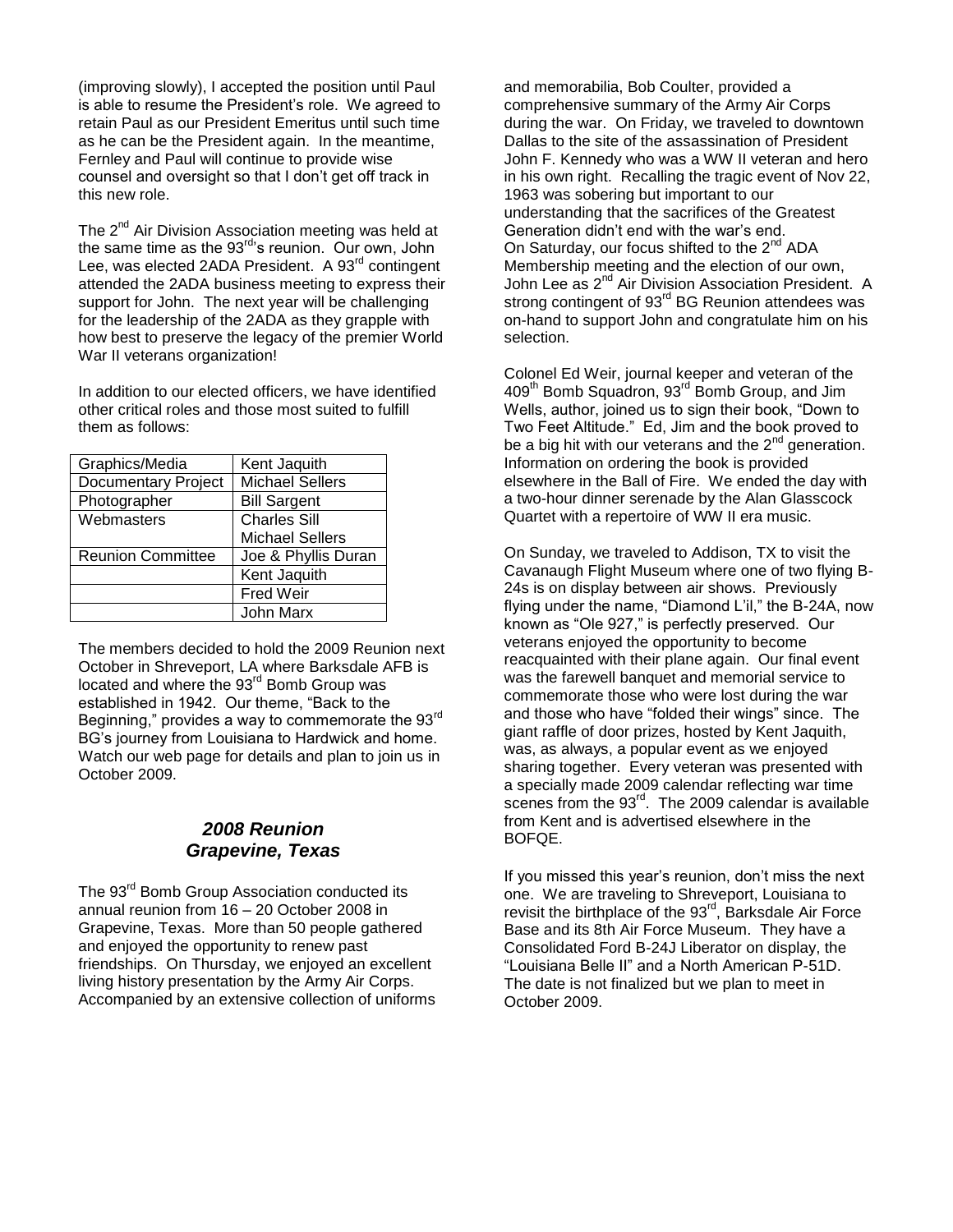(improving slowly), I accepted the position until Paul is able to resume the President's role. We agreed to retain Paul as our President Emeritus until such time as he can be the President again. In the meantime, Fernley and Paul will continue to provide wise counsel and oversight so that I don't get off track in this new role.

The 2nd Air Division Association meeting was held at the same time as the 93rd's reunion. Our own, John Lee, was elected 2ADA President. A 93rd contingent attended the 2ADA business meeting to express their support for John. The next year will be challenging for the leadership of the 2ADA as they grapple with how best to preserve the legacy of the premier World War II veterans organization!

In addition to our elected officers, we have identified other critical roles and those most suited to fulfill them as follows:

| Graphics/Media | Kent Jaquith |
|---|---|
| Documentary Project | Michael Sellers |
| Photographer | Bill Sargent |
| Webmasters | Charles Sill<br>Michael Sellers |
| Reunion Committee | Joe & Phyllis Duran |
| | Kent Jaquith |
| | Fred Weir |
| | John Marx |

The members decided to hold the 2009 Reunion next October in Shreveport, LA where Barksdale AFB is located and where the 93rd Bomb Group was established in 1942. Our theme, "Back to the Beginning," provides a way to commemorate the 93rd BG's journey from Louisiana to Hardwick and home. Watch our web page for details and plan to join us in October 2009.

## *2008 Reunion Grapevine, Texas*

The 93rd Bomb Group Association conducted its annual reunion from 16 – 20 October 2008 in Grapevine, Texas. More than 50 people gathered and enjoyed the opportunity to renew past friendships. On Thursday, we enjoyed an excellent living history presentation by the Army Air Corps. Accompanied by an extensive collection of uniforms and memorabilia, Bob Coulter, provided a comprehensive summary of the Army Air Corps during the war. On Friday, we traveled to downtown Dallas to the site of the assassination of President John F. Kennedy who was a WW II veteran and hero in his own right. Recalling the tragic event of Nov 22, 1963 was sobering but important to our understanding that the sacrifices of the Greatest Generation didn't end with the war's end.
On Saturday, our focus shifted to the 2nd ADA Membership meeting and the election of our own, John Lee as 2nd Air Division Association President. A strong contingent of 93rd BG Reunion attendees was on-hand to support John and congratulate him on his selection.

Colonel Ed Weir, journal keeper and veteran of the 409th Bomb Squadron, 93rd Bomb Group, and Jim Wells, author, joined us to sign their book, "Down to Two Feet Altitude." Ed, Jim and the book proved to be a big hit with our veterans and the 2nd generation. Information on ordering the book is provided elsewhere in the Ball of Fire. We ended the day with a two-hour dinner serenade by the Alan Glasscock Quartet with a repertoire of WW II era music.

On Sunday, we traveled to Addison, TX to visit the Cavanaugh Flight Museum where one of two flying B-24s is on display between air shows. Previously flying under the name, "Diamond L'il," the B-24A, now known as "Ole 927," is perfectly preserved. Our veterans enjoyed the opportunity to become reacquainted with their plane again. Our final event was the farewell banquet and memorial service to commemorate those who were lost during the war and those who have "folded their wings" since. The giant raffle of door prizes, hosted by Kent Jaquith, was, as always, a popular event as we enjoyed sharing together. Every veteran was presented with a specially made 2009 calendar reflecting war time scenes from the 93rd. The 2009 calendar is available from Kent and is advertised elsewhere in the BOFQE.

If you missed this year's reunion, don't miss the next one. We are traveling to Shreveport, Louisiana to revisit the birthplace of the 93rd, Barksdale Air Force Base and its 8th Air Force Museum. They have a Consolidated Ford B-24J Liberator on display, the "Louisiana Belle II" and a North American P-51D. The date is not finalized but we plan to meet in October 2009.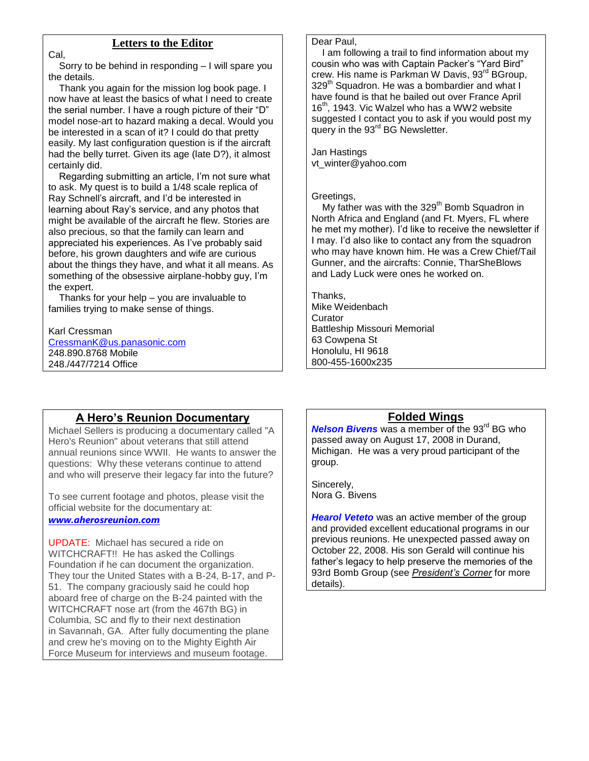## Letters to the Editor

Cal,

Sorry to be behind in responding – I will spare you the details.

Thank you again for the mission log book page. I now have at least the basics of what I need to create the serial number. I have a rough picture of their "D" model nose-art to hazard making a decal. Would you be interested in a scan of it? I could do that pretty easily. My last configuration question is if the aircraft had the belly turret. Given its age (late D?), it almost certainly did.

Regarding submitting an article, I'm not sure what to ask. My quest is to build a 1/48 scale replica of Ray Schnell's aircraft, and I'd be interested in learning about Ray's service, and any photos that might be available of the aircraft he flew. Stories are also precious, so that the family can learn and appreciated his experiences. As I've probably said before, his grown daughters and wife are curious about the things they have, and what it all means. As something of the obsessive airplane-hobby guy, I'm the expert.

Thanks for your help – you are invaluable to families trying to make sense of things.

Karl Cressman
CressmanK@us.panasonic.com
248.890.8768 Mobile
248./447/7214 Office

Dear Paul,

I am following a trail to find information about my cousin who was with Captain Packer's "Yard Bird" crew. His name is Parkman W Davis, 93rd BGroup, 329th Squadron. He was a bombardier and what I have found is that he bailed out over France April 16th, 1943. Vic Walzel who has a WW2 website suggested I contact you to ask if you would post my query in the 93rd BG Newsletter.

Jan Hastings
vt_winter@yahoo.com

Greetings,

My father was with the 329th Bomb Squadron in North Africa and England (and Ft. Myers, FL where he met my mother). I'd like to receive the newsletter if I may. I'd also like to contact any from the squadron who may have known him. He was a Crew Chief/Tail Gunner, and the aircrafts: Connie, TharSheBlows and Lady Luck were ones he worked on.

Thanks,
Mike Weidenbach
Curator
Battleship Missouri Memorial
63 Cowpena St
Honolulu, HI 9618
800-455-1600x235

## A Hero's Reunion Documentary

Michael Sellers is producing a documentary called "A Hero's Reunion" about veterans that still attend annual reunions since WWII. He wants to answer the questions: Why these veterans continue to attend and who will preserve their legacy far into the future?

To see current footage and photos, please visit the official website for the documentary at:
***www.aherosreunion.com***

UPDATE: Michael has secured a ride on WITCHCRAFT!! He has asked the Collings Foundation if he can document the organization. They tour the United States with a B-24, B-17, and P-51. The company graciously said he could hop aboard free of charge on the B-24 painted with the WITCHCRAFT nose art (from the 467th BG) in Columbia, SC and fly to their next destination in Savannah, GA. After fully documenting the plane and crew he's moving on to the Mighty Eighth Air Force Museum for interviews and museum footage.

## Folded Wings

***Nelson Bivens*** was a member of the 93rd BG who passed away on August 17, 2008 in Durand, Michigan. He was a very proud participant of the group.

Sincerely,
Nora G. Bivens

***Hearol Veteto*** was an active member of the group and provided excellent educational programs in our previous reunions. He unexpected passed away on October 22, 2008. His son Gerald will continue his father's legacy to help preserve the memories of the 93rd Bomb Group (see *President's Corner* for more details).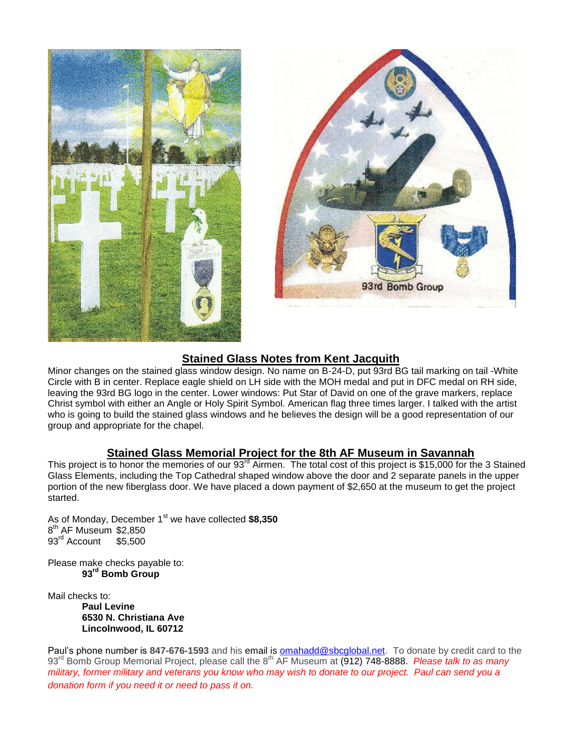## Stained Glass Notes from Kent Jacquith

Minor changes on the stained glass window design. No name on B-24-D, put 93rd BG tail marking on tail -White Circle with B in center. Replace eagle shield on LH side with the MOH medal and put in DFC medal on RH side, leaving the 93rd BG logo in the center. Lower windows: Put Star of David on one of the grave markers, replace Christ symbol with either an Angle or Holy Spirit Symbol. American flag three times larger. I talked with the artist who is going to build the stained glass windows and he believes the design will be a good representation of our group and appropriate for the chapel.

## Stained Glass Memorial Project for the 8th AF Museum in Savannah

This project is to honor the memories of our 93rd Airmen. The total cost of this project is $15,000 for the 3 Stained Glass Elements, including the Top Cathedral shaped window above the door and 2 separate panels in the upper portion of the new fiberglass door. We have placed a down payment of $2,650 at the museum to get the project started.

As of Monday, December 1st we have collected **$8,350**
8th AF Museum $2,850
93rd Account $5,500

Please make checks payable to:
**93rd Bomb Group**

Mail checks to:
**Paul Levine**
**6530 N. Christiana Ave**
**Lincolnwood, IL 60712**

Paul's phone number is **847-676-1593** and his email is omahadd@sbcglobal.net. To donate by credit card to the 93rd Bomb Group Memorial Project, please call the 8th AF Museum at (912) 748-8888. *Please talk to as many military, former military and veterans you know who may wish to donate to our project. Paul can send you a donation form if you need it or need to pass it on.*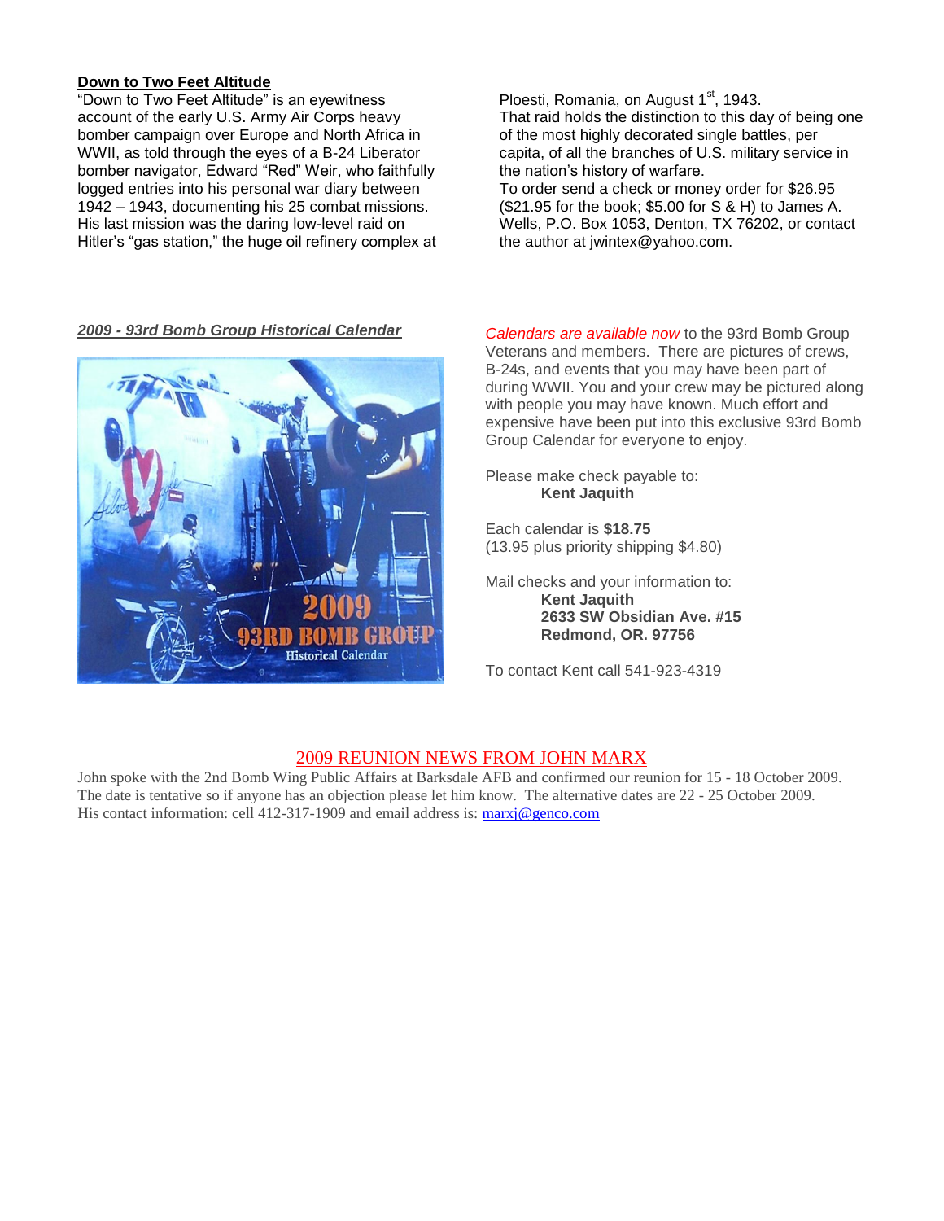**Down to Two Feet Altitude**

"Down to Two Feet Altitude" is an eyewitness account of the early U.S. Army Air Corps heavy bomber campaign over Europe and North Africa in WWII, as told through the eyes of a B-24 Liberator bomber navigator, Edward "Red" Weir, who faithfully logged entries into his personal war diary between 1942 – 1943, documenting his 25 combat missions. His last mission was the daring low-level raid on Hitler's "gas station," the huge oil refinery complex at Ploesti, Romania, on August 1st, 1943.

That raid holds the distinction to this day of being one of the most highly decorated single battles, per capita, of all the branches of U.S. military service in the nation's history of warfare.

To order send a check or money order for $26.95 ($21.95 for the book; $5.00 for S & H) to James A. Wells, P.O. Box 1053, Denton, TX 76202, or contact the author at jwintex@yahoo.com.

***2009 - 93rd Bomb Group Historical Calendar***

*Calendars are available now* to the 93rd Bomb Group Veterans and members. There are pictures of crews, B-24s, and events that you may have been part of during WWII. You and your crew may be pictured along with people you may have known. Much effort and expensive have been put into this exclusive 93rd Bomb Group Calendar for everyone to enjoy.

Please make check payable to:
**Kent Jaquith**

Each calendar is **$18.75**
(13.95 plus priority shipping $4.80)

Mail checks and your information to:
**Kent Jaquith**
**2633 SW Obsidian Ave. #15**
**Redmond, OR. 97756**

To contact Kent call 541-923-4319

## 2009 REUNION NEWS FROM JOHN MARX

John spoke with the 2nd Bomb Wing Public Affairs at Barksdale AFB and confirmed our reunion for 15 - 18 October 2009. The date is tentative so if anyone has an objection please let him know. The alternative dates are 22 - 25 October 2009. His contact information: cell 412-317-1909 and email address is: marxj@genco.com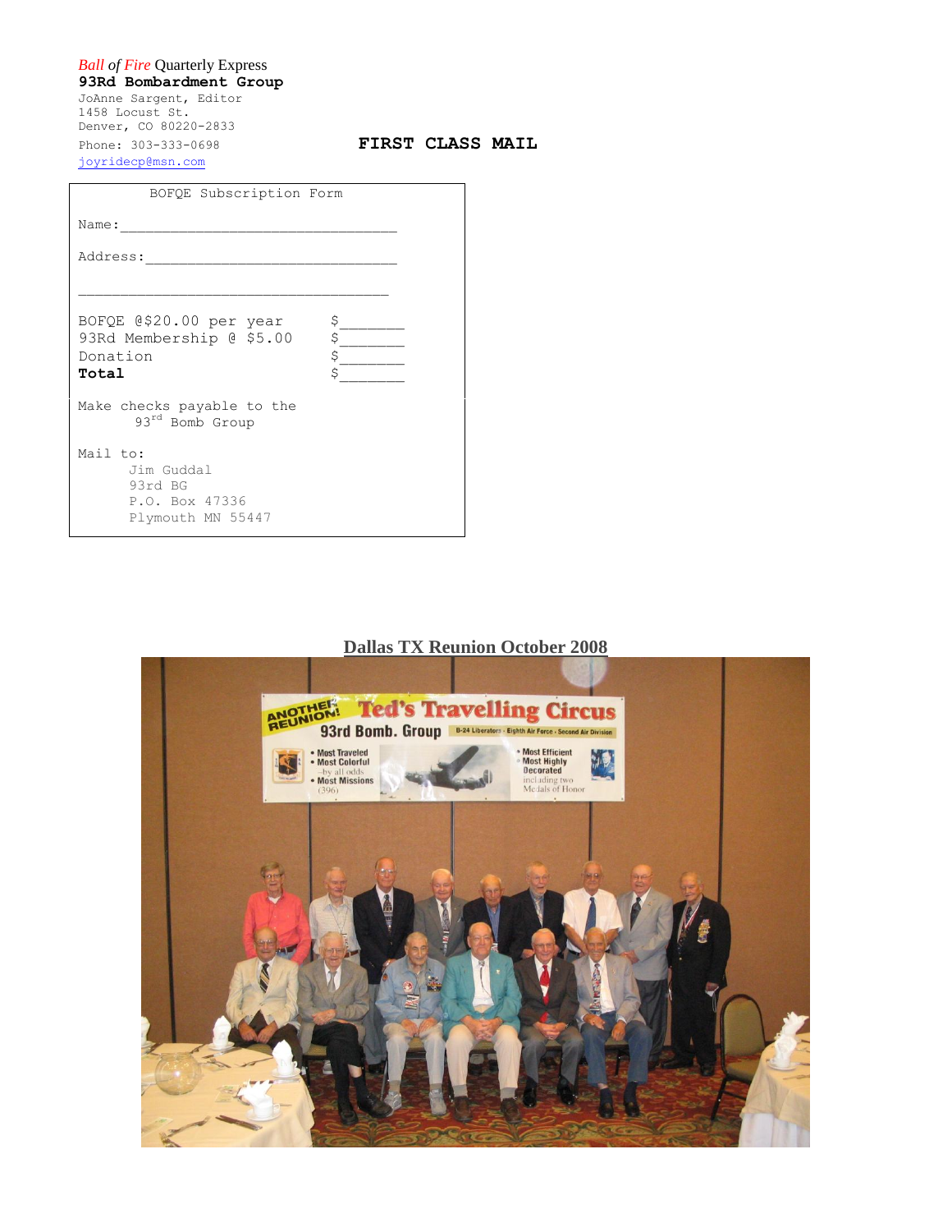*Ball of Fire* Quarterly Express
**93Rd Bombardment Group**
JoAnne Sargent, Editor
1458 Locust St.
Denver, CO 80220-2833
Phone: 303-333-0698
joyridecp@msn.com

**FIRST CLASS MAIL**

BOFQE Subscription Form

Name:_______________________________

Address:_____________________________

_____________________________________

| | |
|---|---|
| BOFQE @$20.00 per year | $_______ |
| 93Rd Membership @ $5.00 | $_______ |
| Donation | $_______ |
| **Total** | $_______ |

Make checks payable to the
93rd Bomb Group

Mail to:
Jim Guddal
93rd BG
P.O. Box 47336
Plymouth MN 55447

**Dallas TX Reunion October 2008**